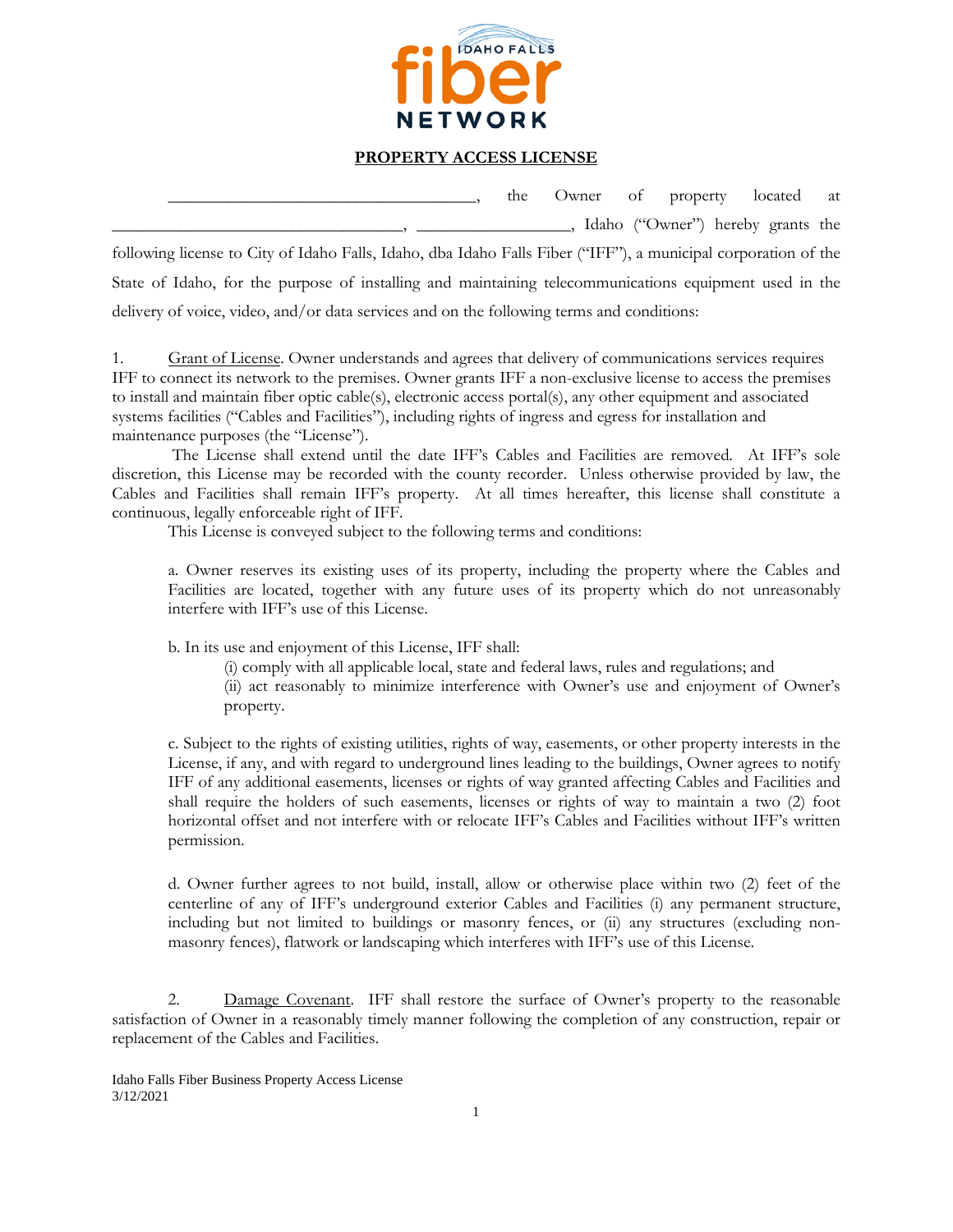## PROPERTY ACCESS LICENSE

____________________________________, the Owner of property located at ________________________________, _________________, Idaho ("Owner") hereby grants the following license to City of Idaho Falls, Idaho, dba Idaho Falls Fiber ("IFF"), a municipal corporation of the State of Idaho, for the purpose of installing and maintaining telecommunications equipment used in the delivery of voice, video, and/or data services and on the following terms and conditions:

1. Grant of License. Owner understands and agrees that delivery of communications services requires IFF to connect its network to the premises. Owner grants IFF a non-exclusive license to access the premises to install and maintain fiber optic cable(s), electronic access portal(s), any other equipment and associated systems facilities ("Cables and Facilities"), including rights of ingress and egress for installation and maintenance purposes (the "License").

The License shall extend until the date IFF's Cables and Facilities are removed. At IFF's sole discretion, this License may be recorded with the county recorder. Unless otherwise provided by law, the Cables and Facilities shall remain IFF's property. At all times hereafter, this license shall constitute a continuous, legally enforceable right of IFF.

This License is conveyed subject to the following terms and conditions:

a. Owner reserves its existing uses of its property, including the property where the Cables and Facilities are located, together with any future uses of its property which do not unreasonably interfere with IFF's use of this License.

b. In its use and enjoyment of this License, IFF shall:

(i) comply with all applicable local, state and federal laws, rules and regulations; and

(ii) act reasonably to minimize interference with Owner's use and enjoyment of Owner's property.

c. Subject to the rights of existing utilities, rights of way, easements, or other property interests in the License, if any, and with regard to underground lines leading to the buildings, Owner agrees to notify IFF of any additional easements, licenses or rights of way granted affecting Cables and Facilities and shall require the holders of such easements, licenses or rights of way to maintain a two (2) foot horizontal offset and not interfere with or relocate IFF's Cables and Facilities without IFF's written permission.

d. Owner further agrees to not build, install, allow or otherwise place within two (2) feet of the centerline of any of IFF's underground exterior Cables and Facilities (i) any permanent structure, including but not limited to buildings or masonry fences, or (ii) any structures (excluding non-masonry fences), flatwork or landscaping which interferes with IFF's use of this License.

2. Damage Covenant. IFF shall restore the surface of Owner's property to the reasonable satisfaction of Owner in a reasonably timely manner following the completion of any construction, repair or replacement of the Cables and Facilities.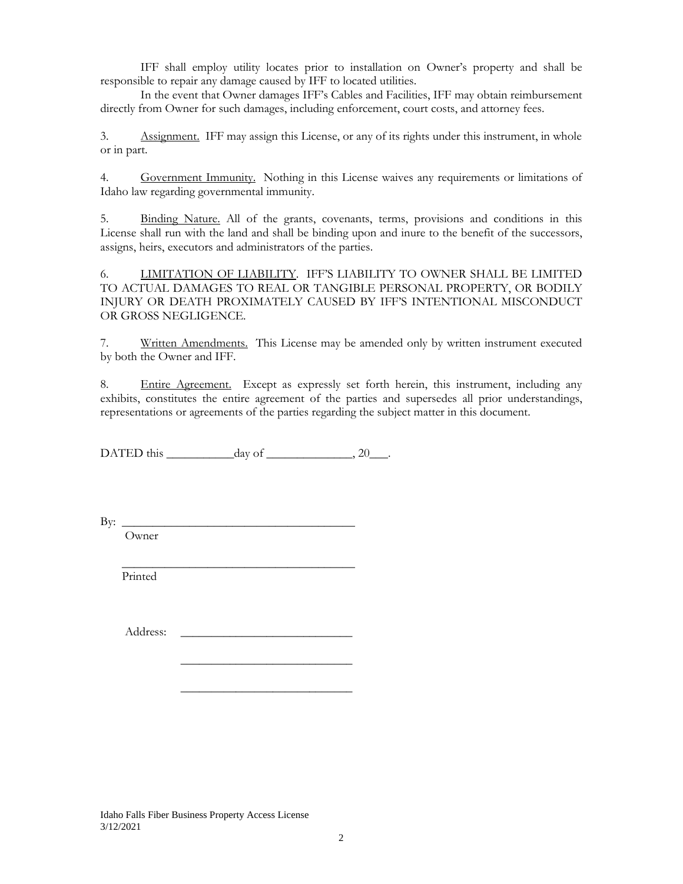IFF shall employ utility locates prior to installation on Owner's property and shall be responsible to repair any damage caused by IFF to located utilities.

In the event that Owner damages IFF's Cables and Facilities, IFF may obtain reimbursement directly from Owner for such damages, including enforcement, court costs, and attorney fees.

3. <u>Assignment.</u> IFF may assign this License, or any of its rights under this instrument, in whole or in part.

4. <u>Government Immunity.</u> Nothing in this License waives any requirements or limitations of Idaho law regarding governmental immunity.

5. <u>Binding Nature.</u> All of the grants, covenants, terms, provisions and conditions in this License shall run with the land and shall be binding upon and inure to the benefit of the successors, assigns, heirs, executors and administrators of the parties.

6. <u>LIMITATION OF LIABILITY</u>. IFF'S LIABILITY TO OWNER SHALL BE LIMITED TO ACTUAL DAMAGES TO REAL OR TANGIBLE PERSONAL PROPERTY, OR BODILY INJURY OR DEATH PROXIMATELY CAUSED BY IFF'S INTENTIONAL MISCONDUCT OR GROSS NEGLIGENCE.

7. <u>Written Amendments.</u> This License may be amended only by written instrument executed by both the Owner and IFF.

8. <u>Entire Agreement.</u> Except as expressly set forth herein, this instrument, including any exhibits, constitutes the entire agreement of the parties and supersedes all prior understandings, representations or agreements of the parties regarding the subject matter in this document.

DATED this ___________day of ______________, 20___.

By: ______________________________________
Owner

______________________________________
Printed

Address: ____________________________

____________________________

____________________________

Idaho Falls Fiber Business Property Access License
3/12/2021